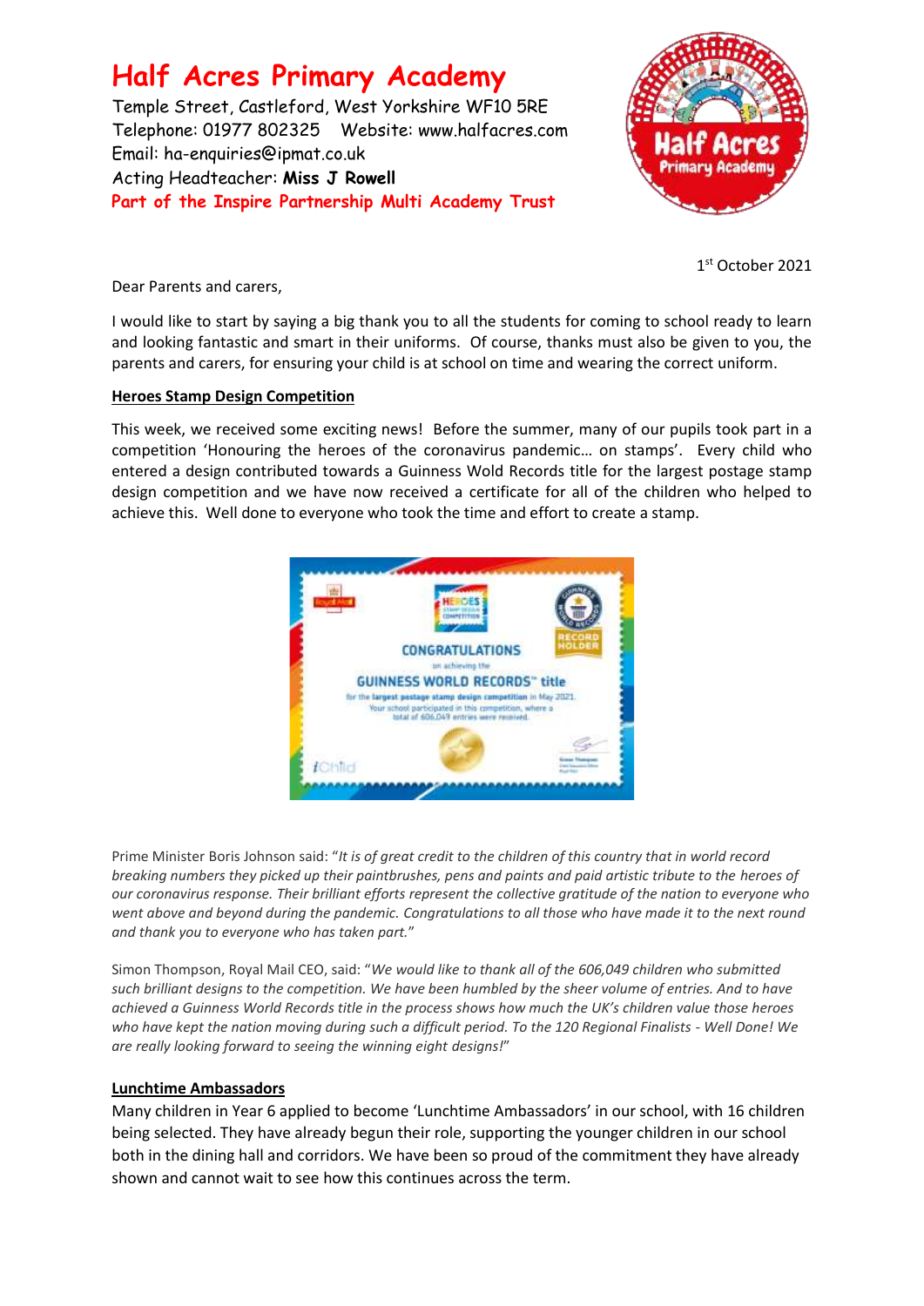# Half Acres Primary Academy

Temple Street, Castleford, West Yorkshire WF10 5RE
Telephone: 01977 802325 Website: www.halfacres.com
Email: ha-enquiries@ipmat.co.uk
Acting Headteacher: **Miss J Rowell**
**Part of the Inspire Partnership Multi Academy Trust**

1st October 2021

Dear Parents and carers,

I would like to start by saying a big thank you to all the students for coming to school ready to learn and looking fantastic and smart in their uniforms. Of course, thanks must also be given to you, the parents and carers, for ensuring your child is at school on time and wearing the correct uniform.

## Heroes Stamp Design Competition

This week, we received some exciting news! Before the summer, many of our pupils took part in a competition 'Honouring the heroes of the coronavirus pandemic… on stamps'. Every child who entered a design contributed towards a Guinness Wold Records title for the largest postage stamp design competition and we have now received a certificate for all of the children who helped to achieve this. Well done to everyone who took the time and effort to create a stamp.

Prime Minister Boris Johnson said: "*It is of great credit to the children of this country that in world record breaking numbers they picked up their paintbrushes, pens and paints and paid artistic tribute to the heroes of our coronavirus response. Their brilliant efforts represent the collective gratitude of the nation to everyone who went above and beyond during the pandemic. Congratulations to all those who have made it to the next round and thank you to everyone who has taken part.*"

Simon Thompson, Royal Mail CEO, said: "*We would like to thank all of the 606,049 children who submitted such brilliant designs to the competition. We have been humbled by the sheer volume of entries. And to have achieved a Guinness World Records title in the process shows how much the UK's children value those heroes who have kept the nation moving during such a difficult period. To the 120 Regional Finalists - Well Done! We are really looking forward to seeing the winning eight designs!*"

## Lunchtime Ambassadors

Many children in Year 6 applied to become 'Lunchtime Ambassadors' in our school, with 16 children being selected. They have already begun their role, supporting the younger children in our school both in the dining hall and corridors. We have been so proud of the commitment they have already shown and cannot wait to see how this continues across the term.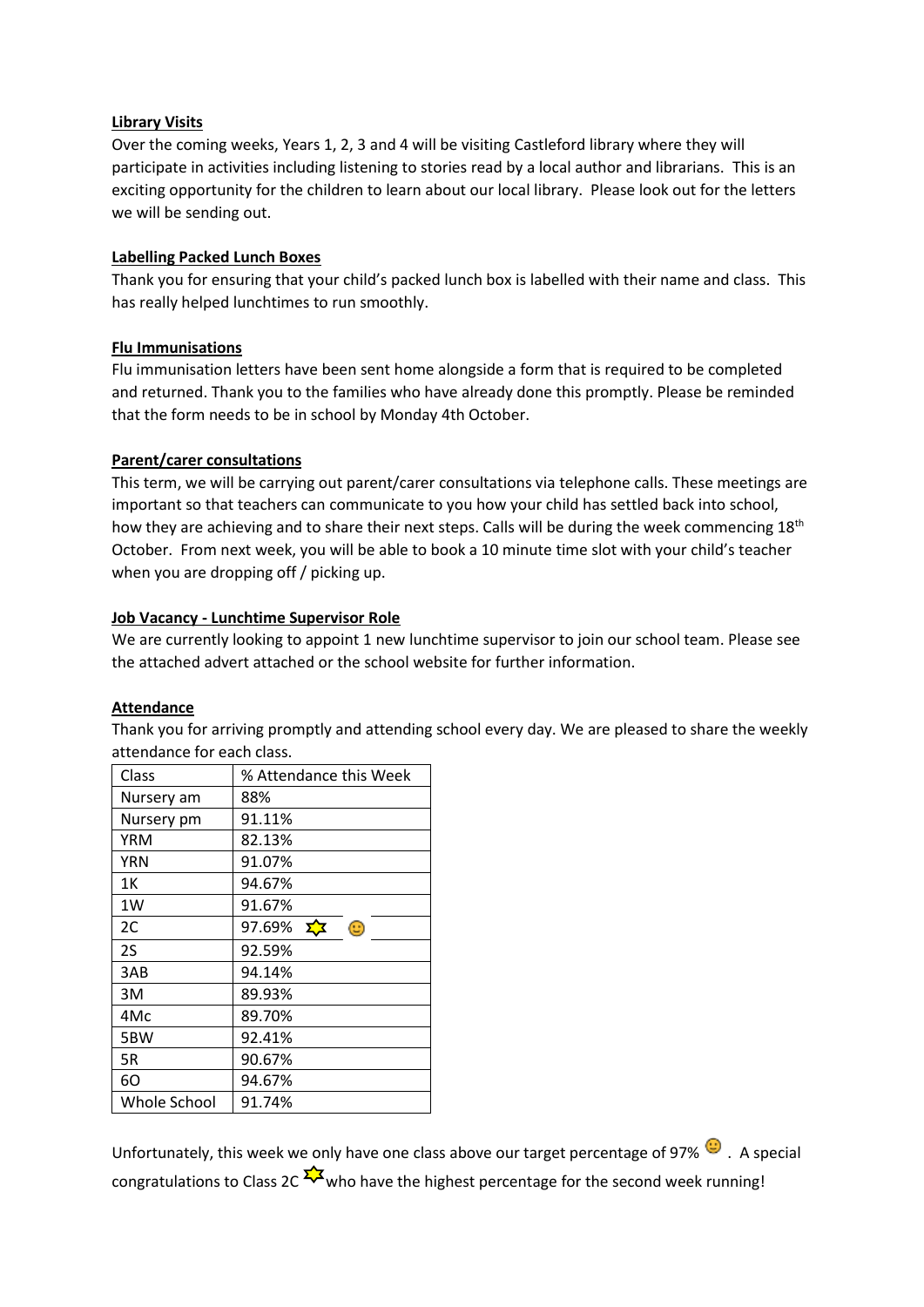**Library Visits**

Over the coming weeks, Years 1, 2, 3 and 4 will be visiting Castleford library where they will participate in activities including listening to stories read by a local author and librarians. This is an exciting opportunity for the children to learn about our local library. Please look out for the letters we will be sending out.

**Labelling Packed Lunch Boxes**

Thank you for ensuring that your child's packed lunch box is labelled with their name and class. This has really helped lunchtimes to run smoothly.

**Flu Immunisations**

Flu immunisation letters have been sent home alongside a form that is required to be completed and returned. Thank you to the families who have already done this promptly. Please be reminded that the form needs to be in school by Monday 4th October.

**Parent/carer consultations**

This term, we will be carrying out parent/carer consultations via telephone calls. These meetings are important so that teachers can communicate to you how your child has settled back into school, how they are achieving and to share their next steps. Calls will be during the week commencing 18th October. From next week, you will be able to book a 10 minute time slot with your child's teacher when you are dropping off / picking up.

**Job Vacancy - Lunchtime Supervisor Role**

We are currently looking to appoint 1 new lunchtime supervisor to join our school team. Please see the attached advert attached or the school website for further information.

**Attendance**

Thank you for arriving promptly and attending school every day. We are pleased to share the weekly attendance for each class.

| Class | % Attendance this Week |
|---|---|
| Nursery am | 88% |
| Nursery pm | 91.11% |
| YRM | 82.13% |
| YRN | 91.07% |
| 1K | 94.67% |
| 1W | 91.67% |
| 2C | 97.69% ⭐ 🙂 |
| 2S | 92.59% |
| 3AB | 94.14% |
| 3M | 89.93% |
| 4Mc | 89.70% |
| 5BW | 92.41% |
| 5R | 90.67% |
| 6O | 94.67% |
| Whole School | 91.74% |

Unfortunately, this week we only have one class above our target percentage of 97% 🙂. A special congratulations to Class 2C ⭐ who have the highest percentage for the second week running!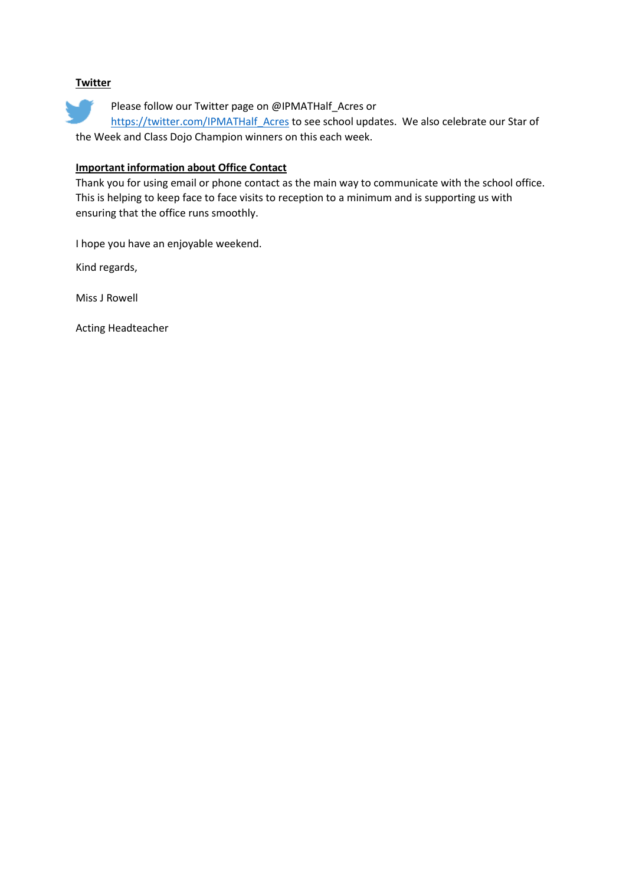**Twitter**

Please follow our Twitter page on @IPMATHalf_Acres or https://twitter.com/IPMATHalf_Acres to see school updates. We also celebrate our Star of the Week and Class Dojo Champion winners on this each week.

**Important information about Office Contact**

Thank you for using email or phone contact as the main way to communicate with the school office. This is helping to keep face to face visits to reception to a minimum and is supporting us with ensuring that the office runs smoothly.

I hope you have an enjoyable weekend.

Kind regards,

Miss J Rowell

Acting Headteacher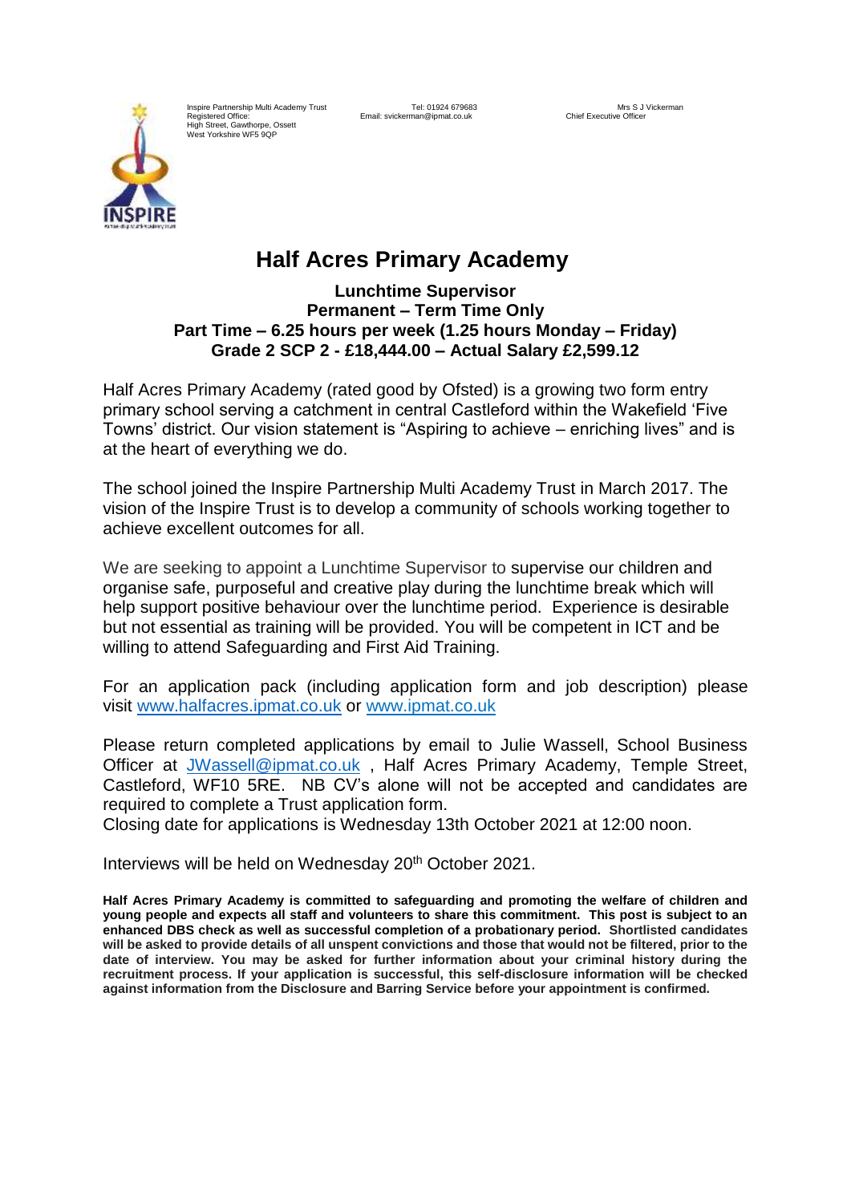Inspire Partnership Multi Academy Trust
Registered Office:
High Street, Gawthorpe, Ossett
West Yorkshire WF5 9QP

Tel: 01924 679683
Email: svickerman@ipmat.co.uk

Mrs S J Vickerman
Chief Executive Officer

# Half Acres Primary Academy

**Lunchtime Supervisor**
**Permanent – Term Time Only**
**Part Time – 6.25 hours per week (1.25 hours Monday – Friday)**
**Grade 2 SCP 2 - £18,444.00 – Actual Salary £2,599.12**

Half Acres Primary Academy (rated good by Ofsted) is a growing two form entry primary school serving a catchment in central Castleford within the Wakefield 'Five Towns' district. Our vision statement is "Aspiring to achieve – enriching lives" and is at the heart of everything we do.

The school joined the Inspire Partnership Multi Academy Trust in March 2017. The vision of the Inspire Trust is to develop a community of schools working together to achieve excellent outcomes for all.

We are seeking to appoint a Lunchtime Supervisor to supervise our children and organise safe, purposeful and creative play during the lunchtime break which will help support positive behaviour over the lunchtime period. Experience is desirable but not essential as training will be provided. You will be competent in ICT and be willing to attend Safeguarding and First Aid Training.

For an application pack (including application form and job description) please visit www.halfacres.ipmat.co.uk or www.ipmat.co.uk

Please return completed applications by email to Julie Wassell, School Business Officer at JWassell@ipmat.co.uk , Half Acres Primary Academy, Temple Street, Castleford, WF10 5RE. NB CV's alone will not be accepted and candidates are required to complete a Trust application form.
Closing date for applications is Wednesday 13th October 2021 at 12:00 noon.

Interviews will be held on Wednesday 20th October 2021.

**Half Acres Primary Academy is committed to safeguarding and promoting the welfare of children and young people and expects all staff and volunteers to share this commitment. This post is subject to an enhanced DBS check as well as successful completion of a probationary period. Shortlisted candidates will be asked to provide details of all unspent convictions and those that would not be filtered, prior to the date of interview. You may be asked for further information about your criminal history during the recruitment process. If your application is successful, this self-disclosure information will be checked against information from the Disclosure and Barring Service before your appointment is confirmed.**